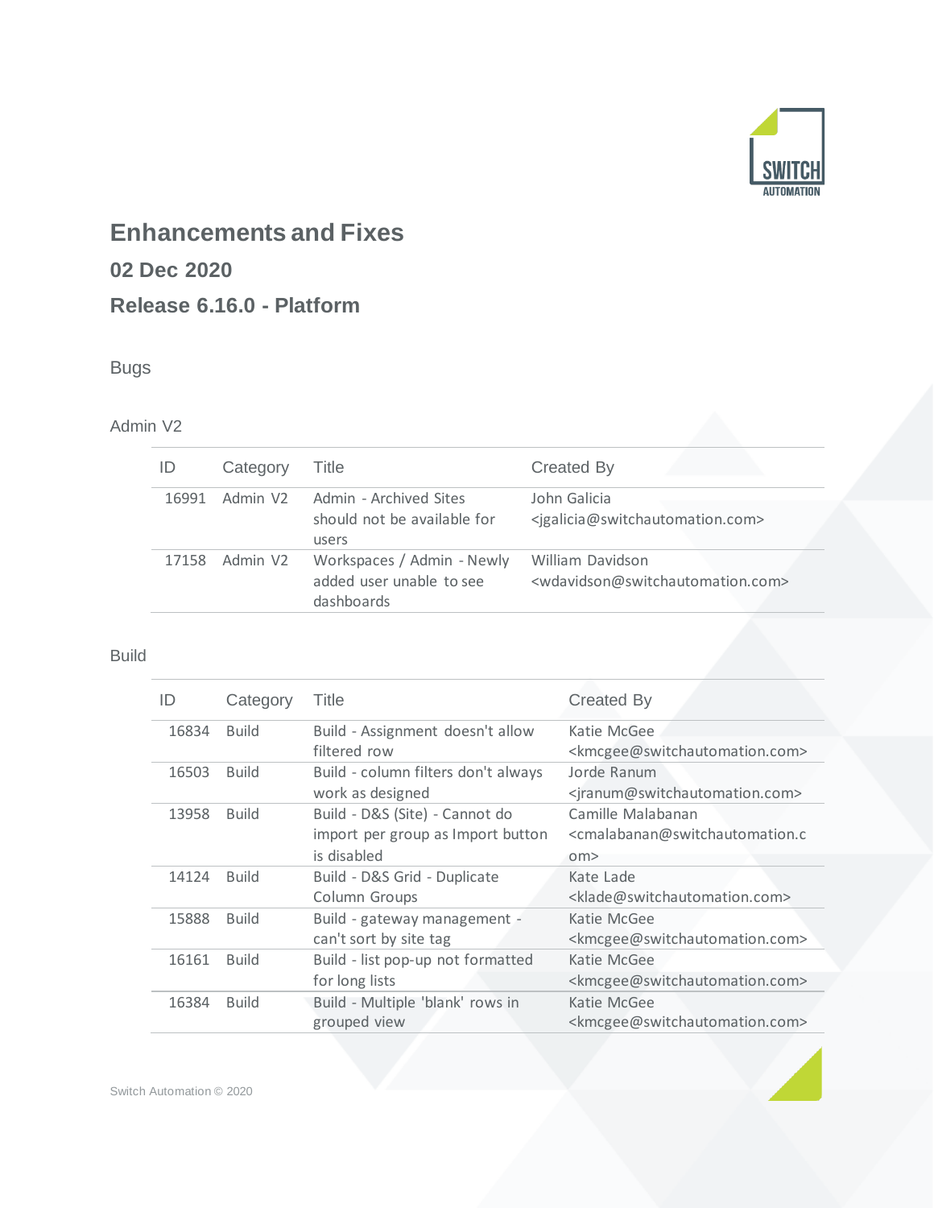# Enhancements and Fixes

## 02 Dec 2020

## Release 6.16.0 - Platform

### Bugs

#### Admin V2

| ID | Category | Title | Created By |
|---|---|---|---|
| 16991 | Admin V2 | Admin - Archived Sites should not be available for users | John Galicia <jgalicia@switchautomation.com> |
| 17158 | Admin V2 | Workspaces / Admin - Newly added user unable to see dashboards | William Davidson <wdavidson@switchautomation.com> |

#### Build

| ID | Category | Title | Created By |
|---|---|---|---|
| 16834 | Build | Build - Assignment doesn't allow filtered row | Katie McGee <kmcgee@switchautomation.com> |
| 16503 | Build | Build - column filters don't always work as designed | Jorde Ranum <jranum@switchautomation.com> |
| 13958 | Build | Build - D&S (Site) - Cannot do import per group as Import button is disabled | Camille Malabanan <cmalabanan@switchautomation.com> |
| 14124 | Build | Build - D&S Grid - Duplicate Column Groups | Kate Lade <klade@switchautomation.com> |
| 15888 | Build | Build - gateway management - can't sort by site tag | Katie McGee <kmcgee@switchautomation.com> |
| 16161 | Build | Build - list pop-up not formatted for long lists | Katie McGee <kmcgee@switchautomation.com> |
| 16384 | Build | Build - Multiple 'blank' rows in grouped view | Katie McGee <kmcgee@switchautomation.com> |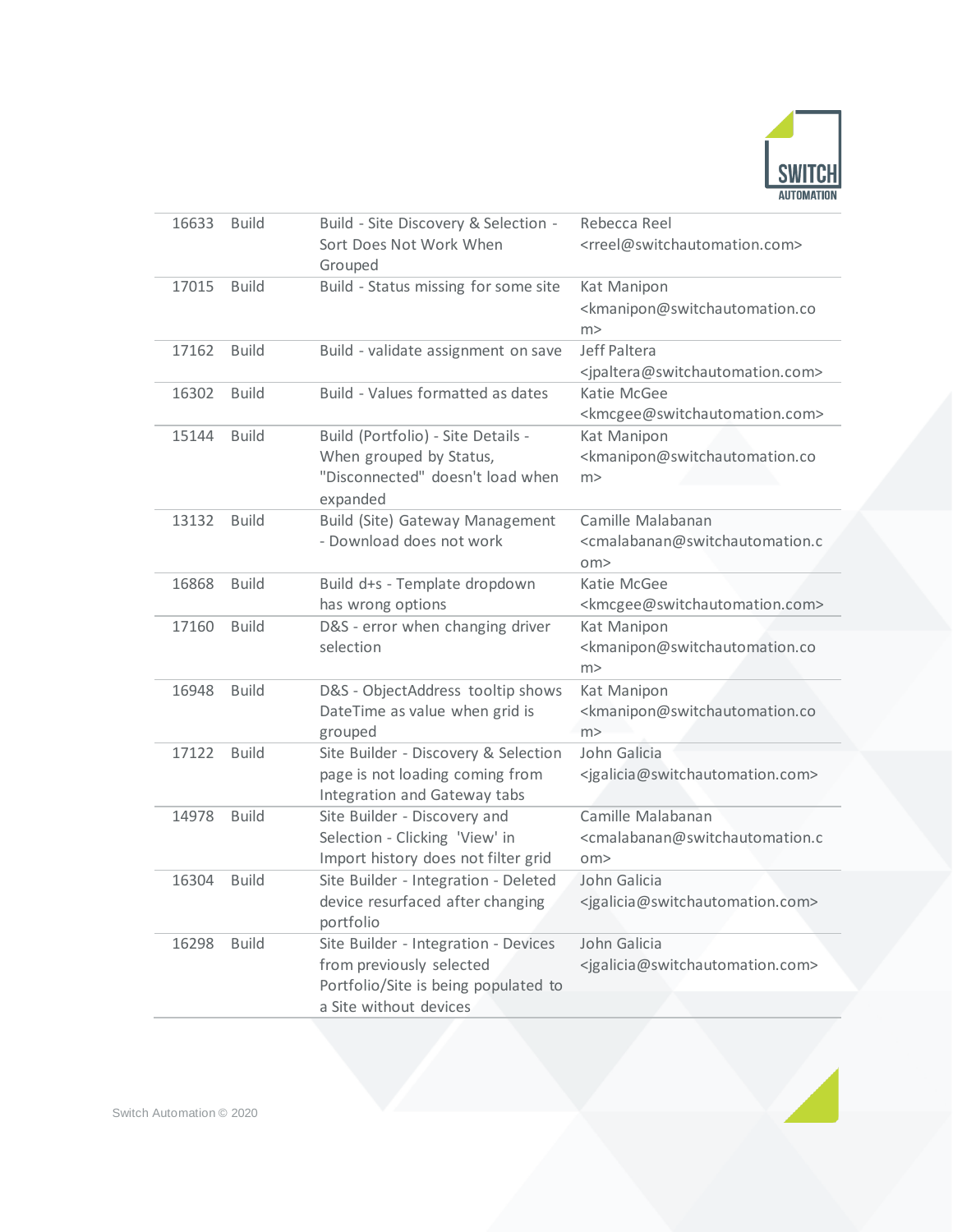| | | | |
|---|---|---|---|
| 16633 | Build | Build - Site Discovery & Selection - Sort Does Not Work When Grouped | Rebecca Reel <rreel@switchautomation.com> |
| 17015 | Build | Build - Status missing for some site | Kat Manipon <kmanipon@switchautomation.com> |
| 17162 | Build | Build - validate assignment on save | Jeff Paltera <jpaltera@switchautomation.com> |
| 16302 | Build | Build - Values formatted as dates | Katie McGee <kmcgee@switchautomation.com> |
| 15144 | Build | Build (Portfolio) - Site Details - When grouped by Status, "Disconnected" doesn't load when expanded | Kat Manipon <kmanipon@switchautomation.com> |
| 13132 | Build | Build (Site) Gateway Management - Download does not work | Camille Malabanan <cmalabanan@switchautomation.com> |
| 16868 | Build | Build d+s - Template dropdown has wrong options | Katie McGee <kmcgee@switchautomation.com> |
| 17160 | Build | D&S - error when changing driver selection | Kat Manipon <kmanipon@switchautomation.com> |
| 16948 | Build | D&S - ObjectAddress tooltip shows DateTime as value when grid is grouped | Kat Manipon <kmanipon@switchautomation.com> |
| 17122 | Build | Site Builder - Discovery & Selection page is not loading coming from Integration and Gateway tabs | John Galicia <jgalicia@switchautomation.com> |
| 14978 | Build | Site Builder - Discovery and Selection - Clicking 'View' in Import history does not filter grid | Camille Malabanan <cmalabanan@switchautomation.com> |
| 16304 | Build | Site Builder - Integration - Deleted device resurfaced after changing portfolio | John Galicia <jgalicia@switchautomation.com> |
| 16298 | Build | Site Builder - Integration - Devices from previously selected Portfolio/Site is being populated to a Site without devices | John Galicia <jgalicia@switchautomation.com> |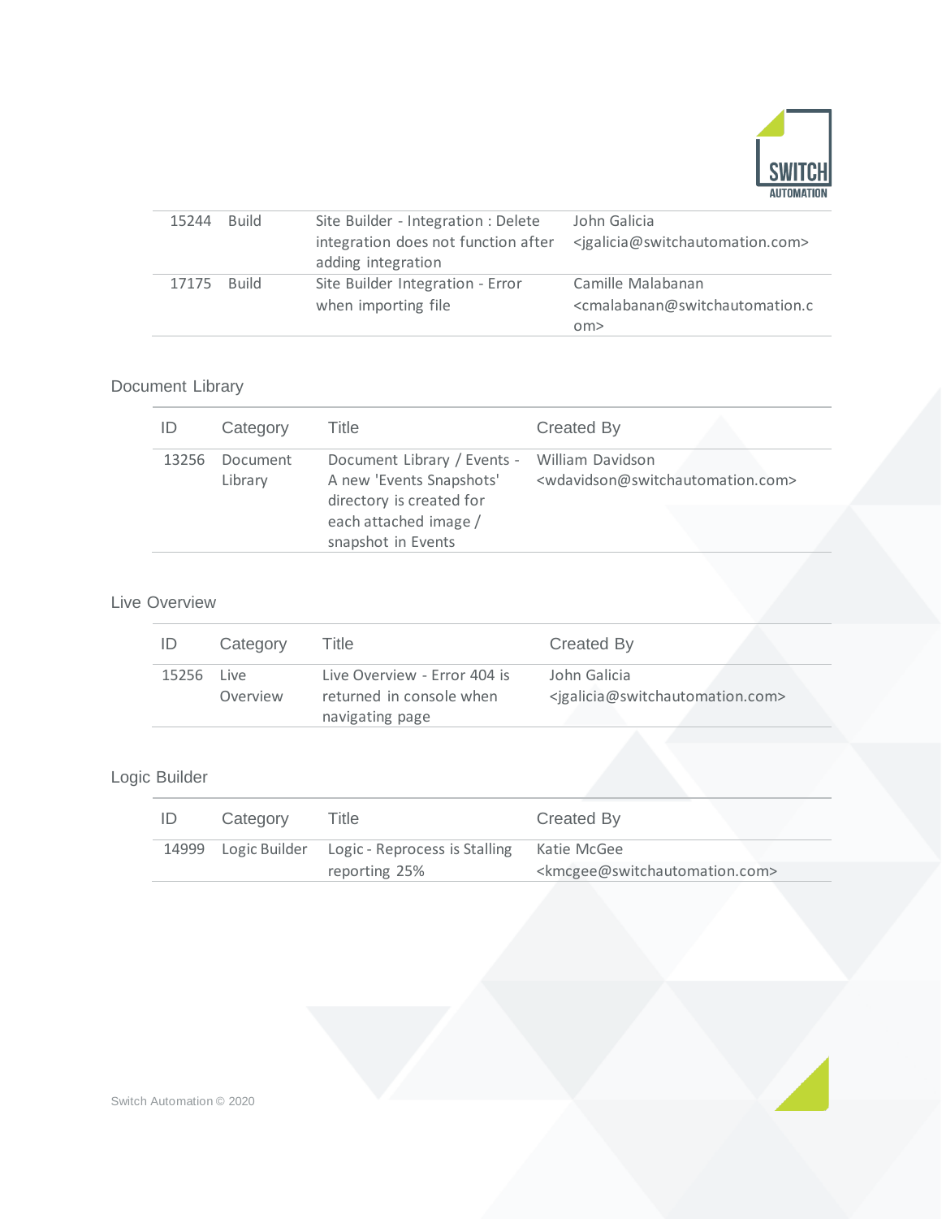| | | | |
|---|---|---|---|
| 15244 | Build | Site Builder - Integration : Delete integration does not function after adding integration | John Galicia <jgalicia@switchautomation.com> |
| 17175 | Build | Site Builder Integration - Error when importing file | Camille Malabanan <cmalabanan@switchautomation.com> |

### Document Library

| ID | Category | Title | Created By |
|---|---|---|---|
| 13256 | Document Library | Document Library / Events - A new 'Events Snapshots' directory is created for each attached image / snapshot in Events | William Davidson <wdavidson@switchautomation.com> |

### Live Overview

| ID | Category | Title | Created By |
|---|---|---|---|
| 15256 | Live Overview | Live Overview - Error 404 is returned in console when navigating page | John Galicia <jgalicia@switchautomation.com> |

### Logic Builder

| ID | Category | Title | Created By |
|---|---|---|---|
| 14999 | Logic Builder | Logic - Reprocess is Stalling reporting 25% | Katie McGee <kmcgee@switchautomation.com> |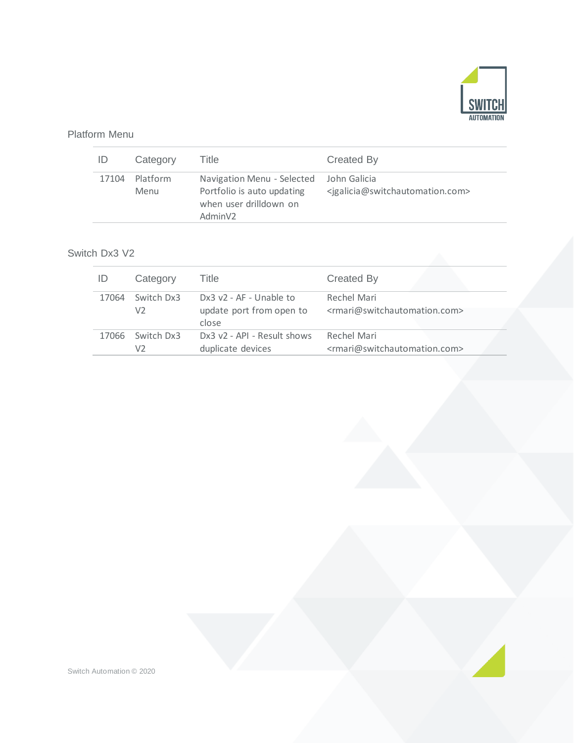## Platform Menu

| ID | Category | Title | Created By |
|---|---|---|---|
| 17104 | Platform Menu | Navigation Menu - Selected Portfolio is auto updating when user drilldown on AdminV2 | John Galicia <jgalicia@switchautomation.com> |

## Switch Dx3 V2

| ID | Category | Title | Created By |
|---|---|---|---|
| 17064 | Switch Dx3 V2 | Dx3 v2 - AF - Unable to update port from open to close | Rechel Mari <rmari@switchautomation.com> |
| 17066 | Switch Dx3 V2 | Dx3 v2 - API - Result shows duplicate devices | Rechel Mari <rmari@switchautomation.com> |